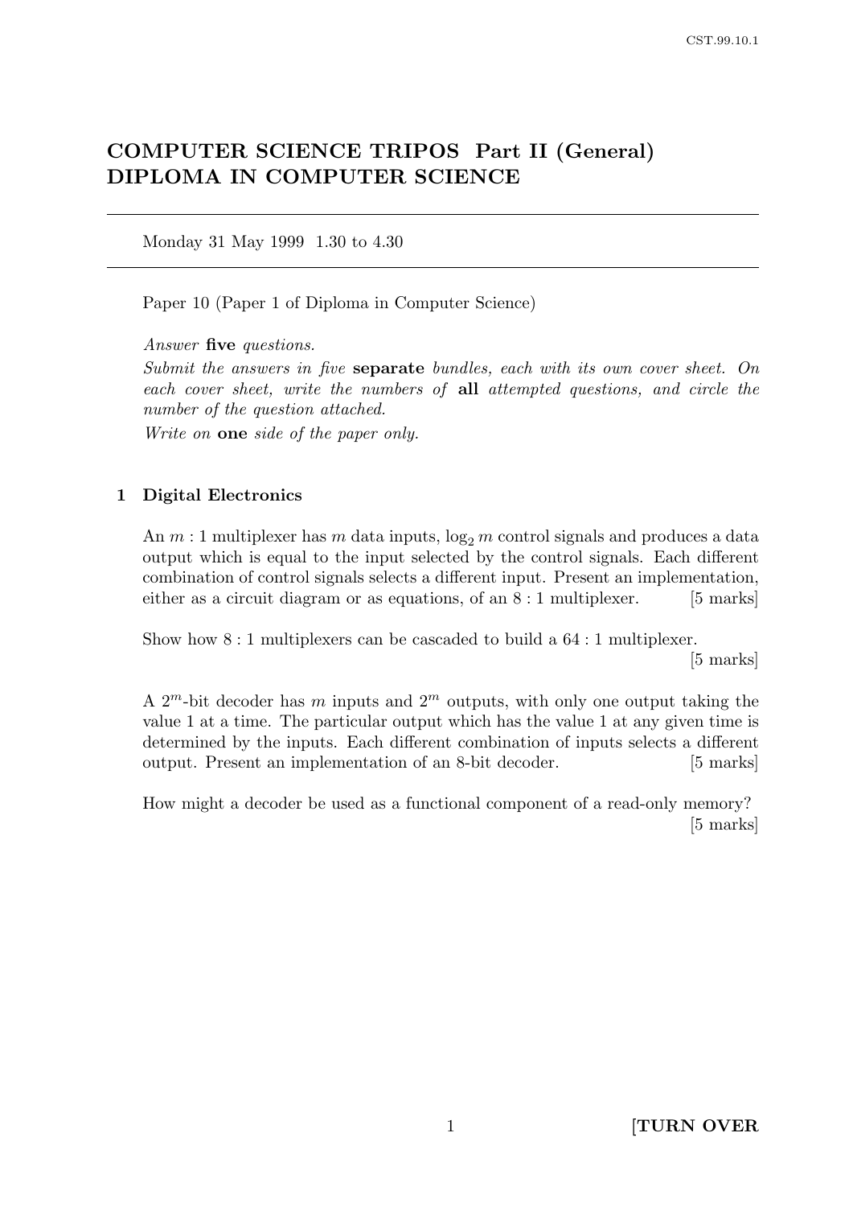# COMPUTER SCIENCE TRIPOS Part II (General)
# DIPLOMA IN COMPUTER SCIENCE

---

Monday 31 May 1999 1.30 to 4.30

---

Paper 10 (Paper 1 of Diploma in Computer Science)

*Answer* **five** *questions.*

*Submit the answers in five* **separate** *bundles, each with its own cover sheet. On each cover sheet, write the numbers of* **all** *attempted questions, and circle the number of the question attached.*

*Write on* **one** *side of the paper only.*

## 1 Digital Electronics

An $m : 1$ multiplexer has $m$ data inputs, $\log_2 m$ control signals and produces a data output which is equal to the input selected by the control signals. Each different combination of control signals selects a different input. Present an implementation, either as a circuit diagram or as equations, of an $8 : 1$ multiplexer. [5 marks]

Show how $8 : 1$ multiplexers can be cascaded to build a $64 : 1$ multiplexer. [5 marks]

A $2^m$-bit decoder has $m$ inputs and $2^m$ outputs, with only one output taking the value 1 at a time. The particular output which has the value 1 at any given time is determined by the inputs. Each different combination of inputs selects a different output. Present an implementation of an 8-bit decoder. [5 marks]

How might a decoder be used as a functional component of a read-only memory? [5 marks]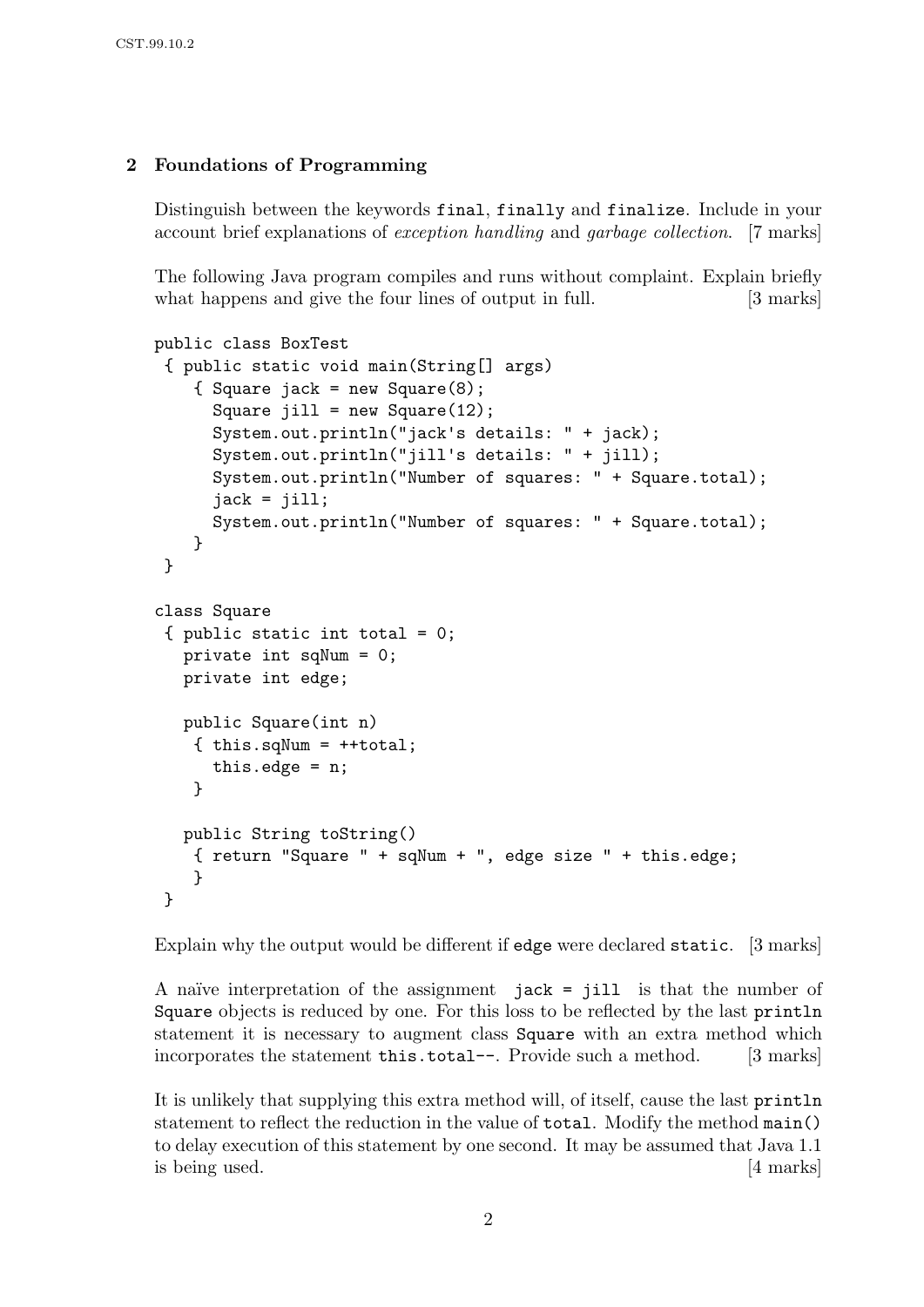## 2 Foundations of Programming

Distinguish between the keywords `final`, `finally` and `finalize`. Include in your account brief explanations of *exception handling* and *garbage collection*. [7 marks]

The following Java program compiles and runs without complaint. Explain briefly what happens and give the four lines of output in full. [3 marks]

```
public class BoxTest
 { public static void main(String[] args)
    { Square jack = new Square(8);
      Square jill = new Square(12);
      System.out.println("jack's details: " + jack);
      System.out.println("jill's details: " + jill);
      System.out.println("Number of squares: " + Square.total);
      jack = jill;
      System.out.println("Number of squares: " + Square.total);
    }
 }

class Square
 { public static int total = 0;
   private int sqNum = 0;
   private int edge;

   public Square(int n)
    { this.sqNum = ++total;
      this.edge = n;
    }

   public String toString()
    { return "Square " + sqNum + ", edge size " + this.edge;
    }
 }
```

Explain why the output would be different if `edge` were declared `static`. [3 marks]

A naïve interpretation of the assignment `jack = jill` is that the number of `Square` objects is reduced by one. For this loss to be reflected by the last `println` statement it is necessary to augment class `Square` with an extra method which incorporates the statement `this.total--`. Provide such a method. [3 marks]

It is unlikely that supplying this extra method will, of itself, cause the last `println` statement to reflect the reduction in the value of `total`. Modify the method `main()` to delay execution of this statement by one second. It may be assumed that Java 1.1 is being used. [4 marks]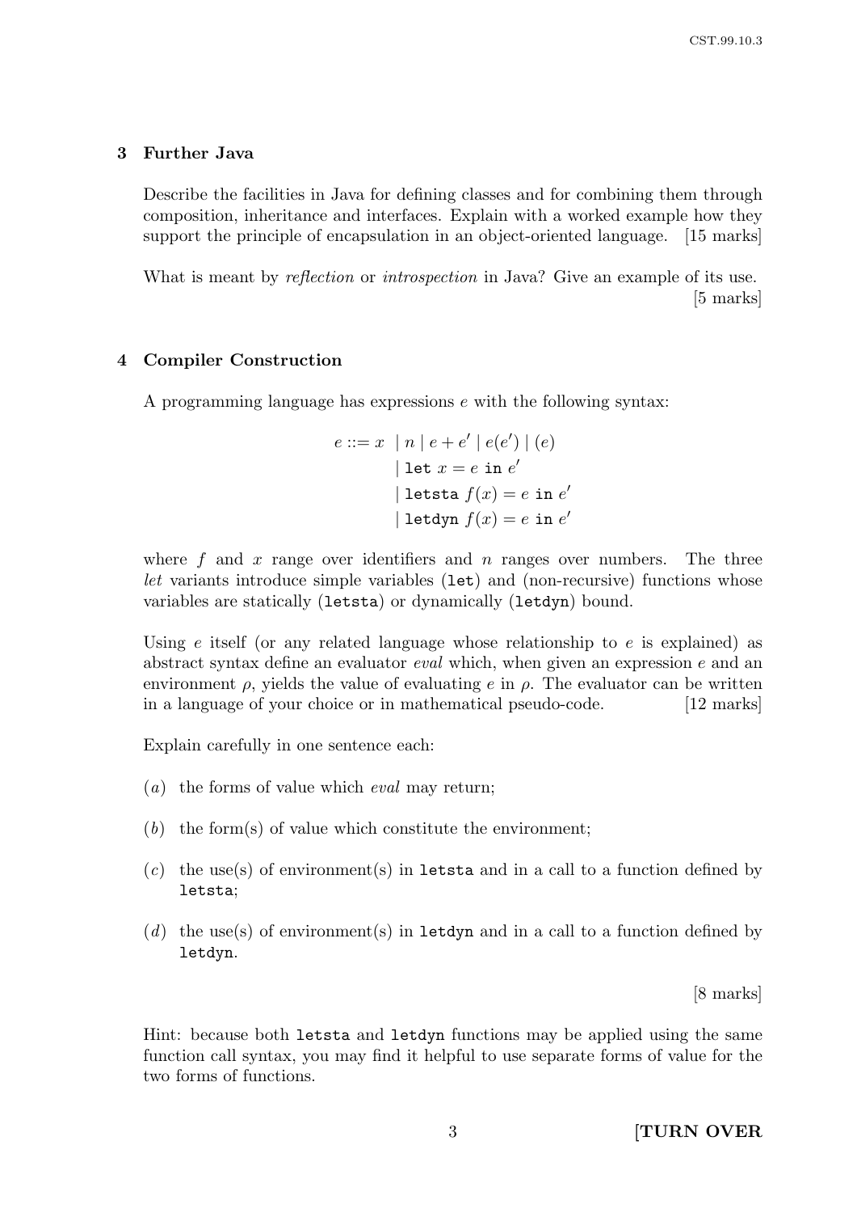## 3 Further Java

Describe the facilities in Java for defining classes and for combining them through composition, inheritance and interfaces. Explain with a worked example how they support the principle of encapsulation in an object-oriented language. [15 marks]

What is meant by *reflection* or *introspection* in Java? Give an example of its use. [5 marks]

## 4 Compiler Construction

A programming language has expressions $e$ with the following syntax:

$$
\begin{aligned}
e ::= x \; &\mid n \mid e + e' \mid e(e') \mid (e) \\
&\mid \texttt{let}\ x = e\ \texttt{in}\ e' \\
&\mid \texttt{letsta}\ f(x) = e\ \texttt{in}\ e' \\
&\mid \texttt{letdyn}\ f(x) = e\ \texttt{in}\ e'
\end{aligned}
$$

where $f$ and $x$ range over identifiers and $n$ ranges over numbers. The three *let* variants introduce simple variables (`let`) and (non-recursive) functions whose variables are statically (`letsta`) or dynamically (`letdyn`) bound.

Using $e$ itself (or any related language whose relationship to $e$ is explained) as abstract syntax define an evaluator *eval* which, when given an expression $e$ and an environment $\rho$, yields the value of evaluating $e$ in $\rho$. The evaluator can be written in a language of your choice or in mathematical pseudo-code. [12 marks]

Explain carefully in one sentence each:

(*a*) the forms of value which *eval* may return;

(*b*) the form(s) of value which constitute the environment;

(*c*) the use(s) of environment(s) in `letsta` and in a call to a function defined by `letsta`;

(*d*) the use(s) of environment(s) in `letdyn` and in a call to a function defined by `letdyn`.

[8 marks]

Hint: because both `letsta` and `letdyn` functions may be applied using the same function call syntax, you may find it helpful to use separate forms of value for the two forms of functions.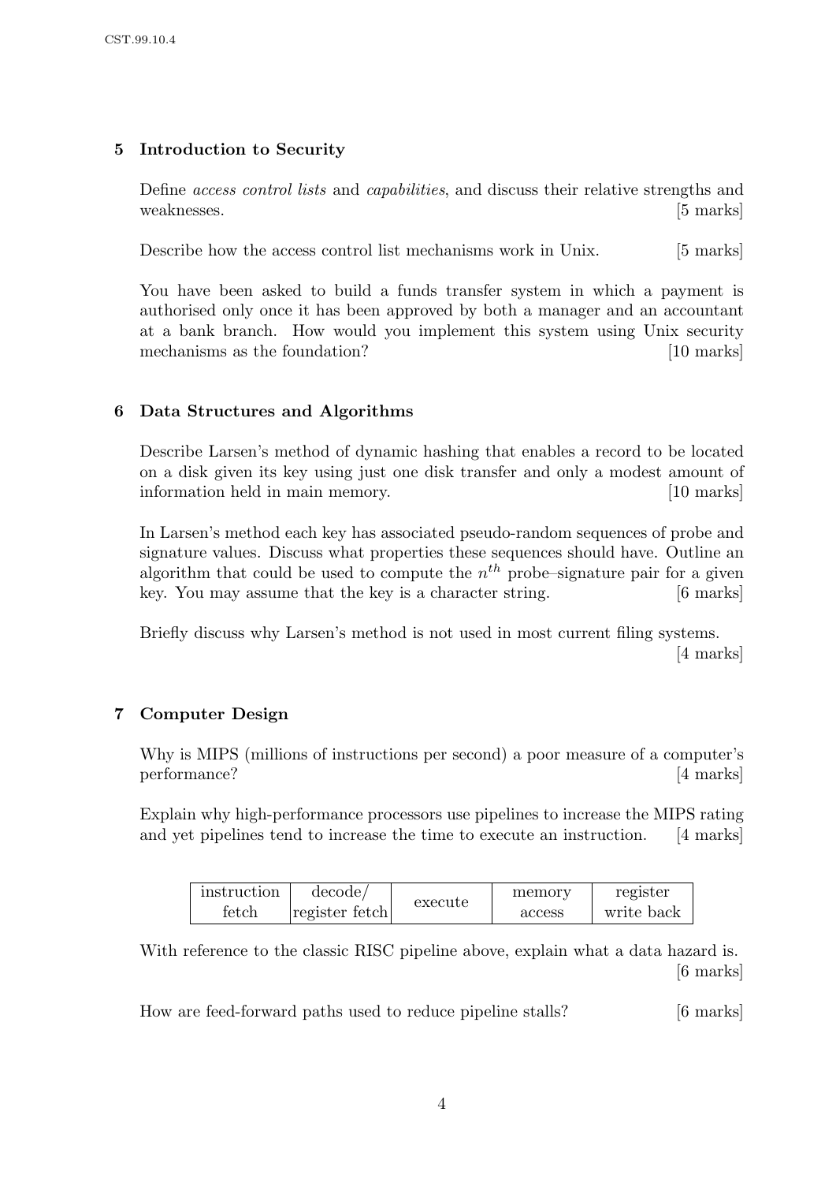## 5 Introduction to Security

Define *access control lists* and *capabilities*, and discuss their relative strengths and weaknesses. [5 marks]

Describe how the access control list mechanisms work in Unix. [5 marks]

You have been asked to build a funds transfer system in which a payment is authorised only once it has been approved by both a manager and an accountant at a bank branch. How would you implement this system using Unix security mechanisms as the foundation? [10 marks]

## 6 Data Structures and Algorithms

Describe Larsen's method of dynamic hashing that enables a record to be located on a disk given its key using just one disk transfer and only a modest amount of information held in main memory. [10 marks]

In Larsen's method each key has associated pseudo-random sequences of probe and signature values. Discuss what properties these sequences should have. Outline an algorithm that could be used to compute the $n^{th}$ probe–signature pair for a given key. You may assume that the key is a character string. [6 marks]

Briefly discuss why Larsen's method is not used in most current filing systems. [4 marks]

## 7 Computer Design

Why is MIPS (millions of instructions per second) a poor measure of a computer's performance? [4 marks]

Explain why high-performance processors use pipelines to increase the MIPS rating and yet pipelines tend to increase the time to execute an instruction. [4 marks]

| instruction fetch | decode/ register fetch | execute | memory access | register write back |
|---|---|---|---|---|

With reference to the classic RISC pipeline above, explain what a data hazard is. [6 marks]

How are feed-forward paths used to reduce pipeline stalls? [6 marks]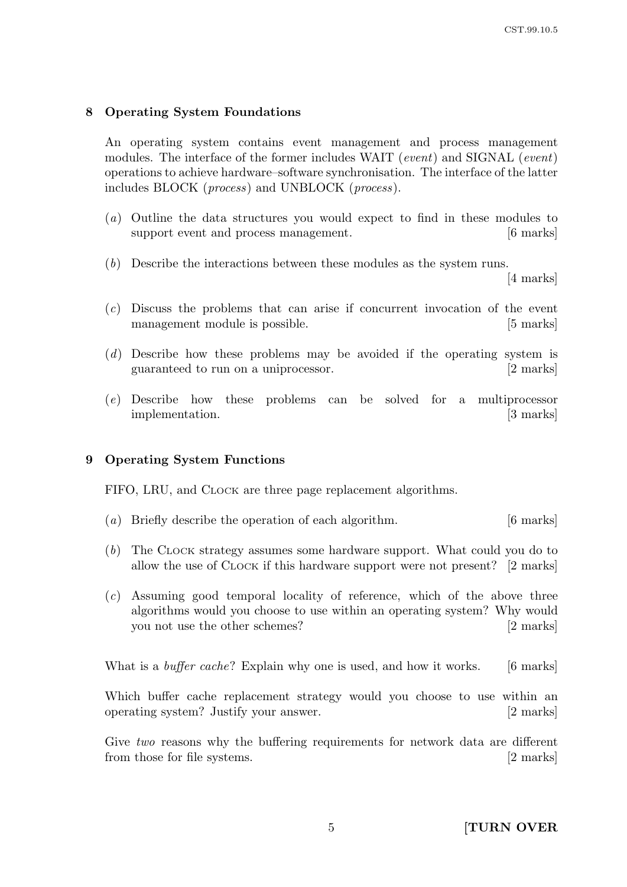## 8 Operating System Foundations

An operating system contains event management and process management modules. The interface of the former includes WAIT (*event*) and SIGNAL (*event*) operations to achieve hardware–software synchronisation. The interface of the latter includes BLOCK (*process*) and UNBLOCK (*process*).

(*a*) Outline the data structures you would expect to find in these modules to support event and process management. [6 marks]

(*b*) Describe the interactions between these modules as the system runs. [4 marks]

(*c*) Discuss the problems that can arise if concurrent invocation of the event management module is possible. [5 marks]

(*d*) Describe how these problems may be avoided if the operating system is guaranteed to run on a uniprocessor. [2 marks]

(*e*) Describe how these problems can be solved for a multiprocessor implementation. [3 marks]

## 9 Operating System Functions

FIFO, LRU, and CLOCK are three page replacement algorithms.

(*a*) Briefly describe the operation of each algorithm. [6 marks]

(*b*) The CLOCK strategy assumes some hardware support. What could you do to allow the use of CLOCK if this hardware support were not present? [2 marks]

(*c*) Assuming good temporal locality of reference, which of the above three algorithms would you choose to use within an operating system? Why would you not use the other schemes? [2 marks]

What is a *buffer cache*? Explain why one is used, and how it works. [6 marks]

Which buffer cache replacement strategy would you choose to use within an operating system? Justify your answer. [2 marks]

Give *two* reasons why the buffering requirements for network data are different from those for file systems. [2 marks]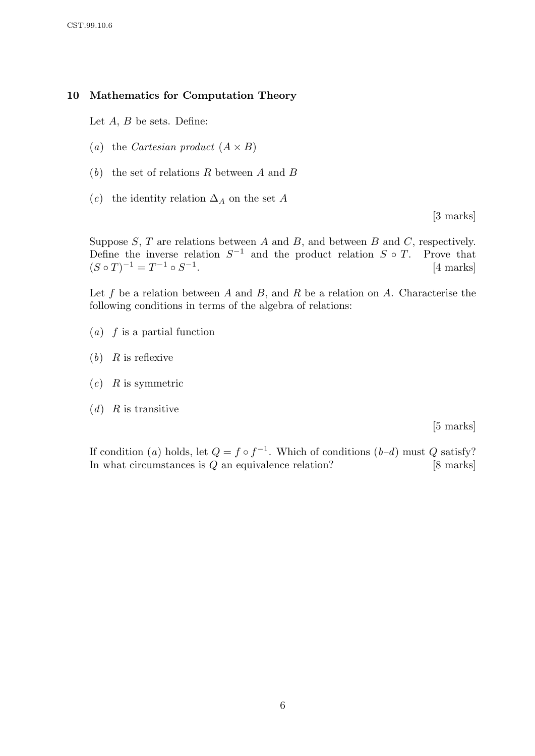## 10 Mathematics for Computation Theory

Let $A$, $B$ be sets. Define:

($a$) the *Cartesian product* $(A \times B)$

($b$) the set of relations $R$ between $A$ and $B$

($c$) the identity relation $\Delta_A$ on the set $A$

[3 marks]

Suppose $S$, $T$ are relations between $A$ and $B$, and between $B$ and $C$, respectively. Define the inverse relation $S^{-1}$ and the product relation $S \circ T$. Prove that $(S \circ T)^{-1} = T^{-1} \circ S^{-1}$. [4 marks]

Let $f$ be a relation between $A$ and $B$, and $R$ be a relation on $A$. Characterise the following conditions in terms of the algebra of relations:

($a$) $f$ is a partial function

($b$) $R$ is reflexive

($c$) $R$ is symmetric

($d$) $R$ is transitive

[5 marks]

If condition ($a$) holds, let $Q = f \circ f^{-1}$. Which of conditions ($b$–$d$) must $Q$ satisfy? In what circumstances is $Q$ an equivalence relation? [8 marks]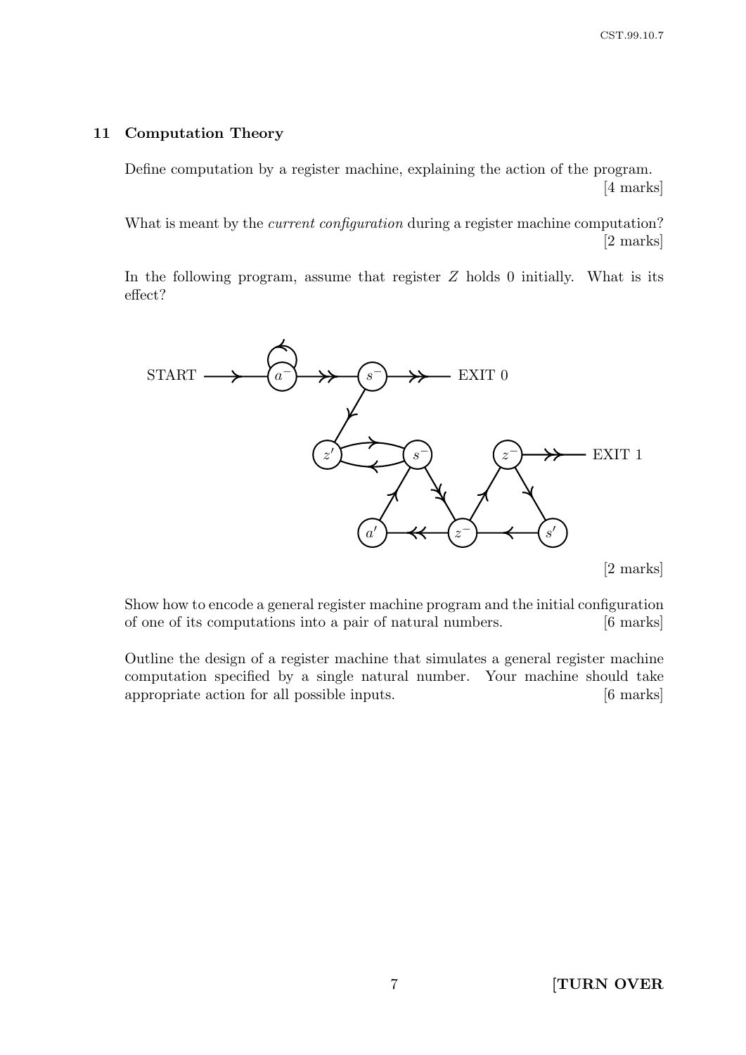## 11 Computation Theory

Define computation by a register machine, explaining the action of the program. [4 marks]

What is meant by the *current configuration* during a register machine computation? [2 marks]

In the following program, assume that register $Z$ holds 0 initially. What is its effect?

[2 marks]

Show how to encode a general register machine program and the initial configuration of one of its computations into a pair of natural numbers. [6 marks]

Outline the design of a register machine that simulates a general register machine computation specified by a single natural number. Your machine should take appropriate action for all possible inputs. [6 marks]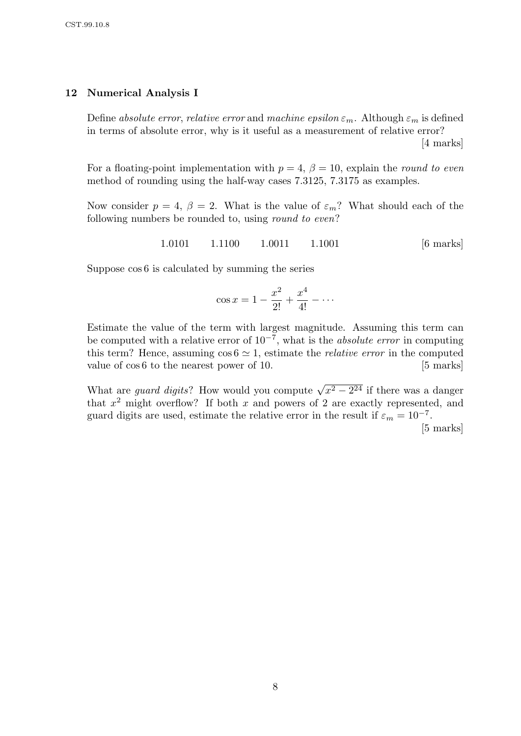## 12 Numerical Analysis I

Define *absolute error*, *relative error* and *machine epsilon* $\varepsilon_m$. Although $\varepsilon_m$ is defined in terms of absolute error, why is it useful as a measurement of relative error?

[4 marks]

For a floating-point implementation with $p = 4$, $\beta = 10$, explain the *round to even* method of rounding using the half-way cases 7.3125, 7.3175 as examples.

Now consider $p = 4$, $\beta = 2$. What is the value of $\varepsilon_m$? What should each of the following numbers be rounded to, using *round to even*?

1.0101 &nbsp;&nbsp;&nbsp; 1.1100 &nbsp;&nbsp;&nbsp; 1.0011 &nbsp;&nbsp;&nbsp; 1.1001 &nbsp;&nbsp;&nbsp; [6 marks]

Suppose $\cos 6$ is calculated by summing the series

$$\cos x = 1 - \frac{x^2}{2!} + \frac{x^4}{4!} - \cdots$$

Estimate the value of the term with largest magnitude. Assuming this term can be computed with a relative error of $10^{-7}$, what is the *absolute error* in computing this term? Hence, assuming $\cos 6 \simeq 1$, estimate the *relative error* in the computed value of $\cos 6$ to the nearest power of 10.

[5 marks]

What are *guard digits*? How would you compute $\sqrt{x^2 - 2^{24}}$ if there was a danger that $x^2$ might overflow? If both $x$ and powers of 2 are exactly represented, and guard digits are used, estimate the relative error in the result if $\varepsilon_m = 10^{-7}$.

[5 marks]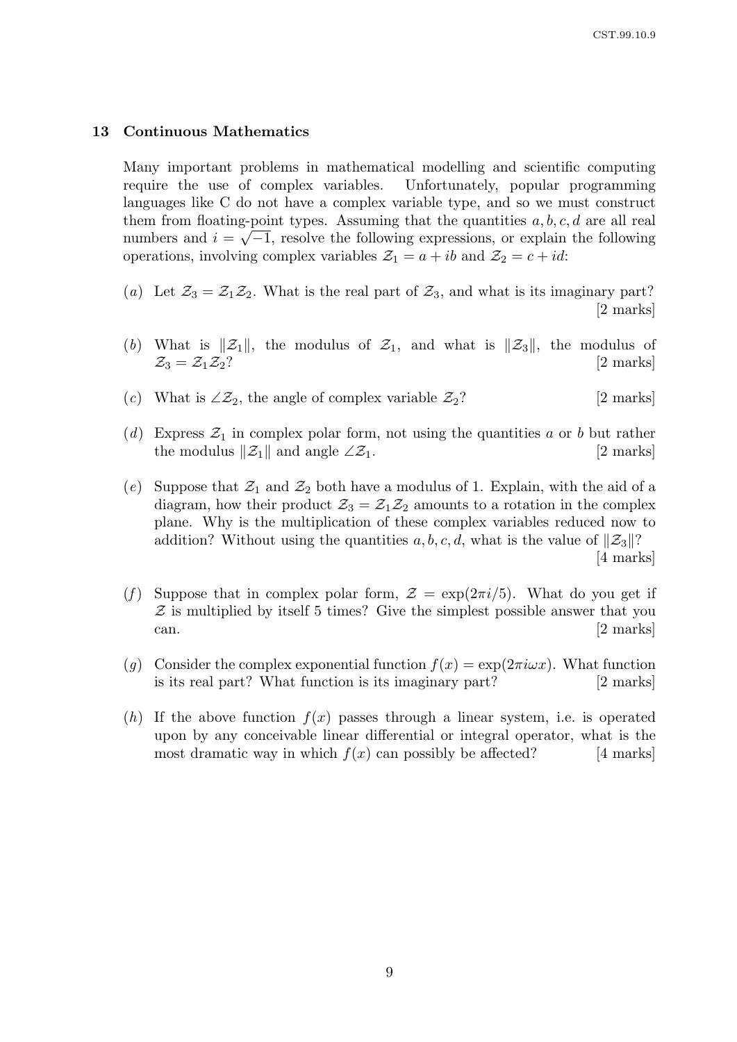## 13 Continuous Mathematics

Many important problems in mathematical modelling and scientific computing require the use of complex variables. Unfortunately, popular programming languages like C do not have a complex variable type, and so we must construct them from floating-point types. Assuming that the quantities $a, b, c, d$ are all real numbers and $i = \sqrt{-1}$, resolve the following expressions, or explain the following operations, involving complex variables $\mathcal{Z}_1 = a + ib$ and $\mathcal{Z}_2 = c + id$:

(*a*) Let $\mathcal{Z}_3 = \mathcal{Z}_1\mathcal{Z}_2$. What is the real part of $\mathcal{Z}_3$, and what is its imaginary part? [2 marks]

(*b*) What is $\|\mathcal{Z}_1\|$, the modulus of $\mathcal{Z}_1$, and what is $\|\mathcal{Z}_3\|$, the modulus of $\mathcal{Z}_3 = \mathcal{Z}_1\mathcal{Z}_2$? [2 marks]

(*c*) What is $\angle\mathcal{Z}_2$, the angle of complex variable $\mathcal{Z}_2$? [2 marks]

(*d*) Express $\mathcal{Z}_1$ in complex polar form, not using the quantities $a$ or $b$ but rather the modulus $\|\mathcal{Z}_1\|$ and angle $\angle\mathcal{Z}_1$. [2 marks]

(*e*) Suppose that $\mathcal{Z}_1$ and $\mathcal{Z}_2$ both have a modulus of 1. Explain, with the aid of a diagram, how their product $\mathcal{Z}_3 = \mathcal{Z}_1\mathcal{Z}_2$ amounts to a rotation in the complex plane. Why is the multiplication of these complex variables reduced now to addition? Without using the quantities $a, b, c, d$, what is the value of $\|\mathcal{Z}_3\|$? [4 marks]

(*f*) Suppose that in complex polar form, $\mathcal{Z} = \exp(2\pi i/5)$. What do you get if $\mathcal{Z}$ is multiplied by itself 5 times? Give the simplest possible answer that you can. [2 marks]

(*g*) Consider the complex exponential function $f(x) = \exp(2\pi i\omega x)$. What function is its real part? What function is its imaginary part? [2 marks]

(*h*) If the above function $f(x)$ passes through a linear system, i.e. is operated upon by any conceivable linear differential or integral operator, what is the most dramatic way in which $f(x)$ can possibly be affected? [4 marks]